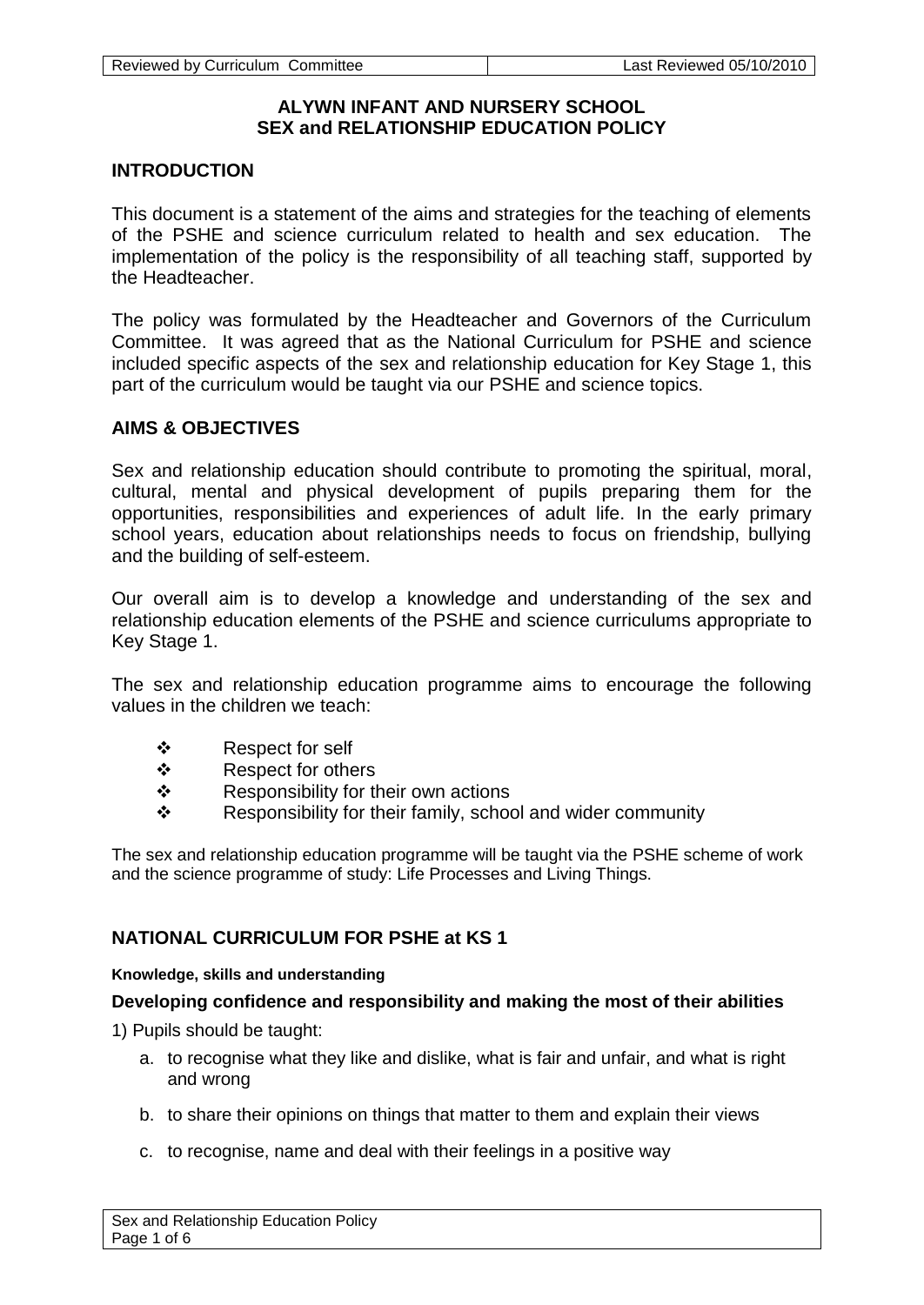# ALYWN INFANT AND NURSERY SCHOOL
# SEX and RELATIONSHIP EDUCATION POLICY

## INTRODUCTION

This document is a statement of the aims and strategies for the teaching of elements of the PSHE and science curriculum related to health and sex education. The implementation of the policy is the responsibility of all teaching staff, supported by the Headteacher.

The policy was formulated by the Headteacher and Governors of the Curriculum Committee. It was agreed that as the National Curriculum for PSHE and science included specific aspects of the sex and relationship education for Key Stage 1, this part of the curriculum would be taught via our PSHE and science topics.

## AIMS & OBJECTIVES

Sex and relationship education should contribute to promoting the spiritual, moral, cultural, mental and physical development of pupils preparing them for the opportunities, responsibilities and experiences of adult life. In the early primary school years, education about relationships needs to focus on friendship, bullying and the building of self-esteem.

Our overall aim is to develop a knowledge and understanding of the sex and relationship education elements of the PSHE and science curriculums appropriate to Key Stage 1.

The sex and relationship education programme aims to encourage the following values in the children we teach:

- Respect for self
- Respect for others
- Responsibility for their own actions
- Responsibility for their family, school and wider community

The sex and relationship education programme will be taught via the PSHE scheme of work and the science programme of study: Life Processes and Living Things.

## NATIONAL CURRICULUM FOR PSHE at KS 1

#### Knowledge, skills and understanding

### Developing confidence and responsibility and making the most of their abilities

1) Pupils should be taught:

a. to recognise what they like and dislike, what is fair and unfair, and what is right and wrong

b. to share their opinions on things that matter to them and explain their views

c. to recognise, name and deal with their feelings in a positive way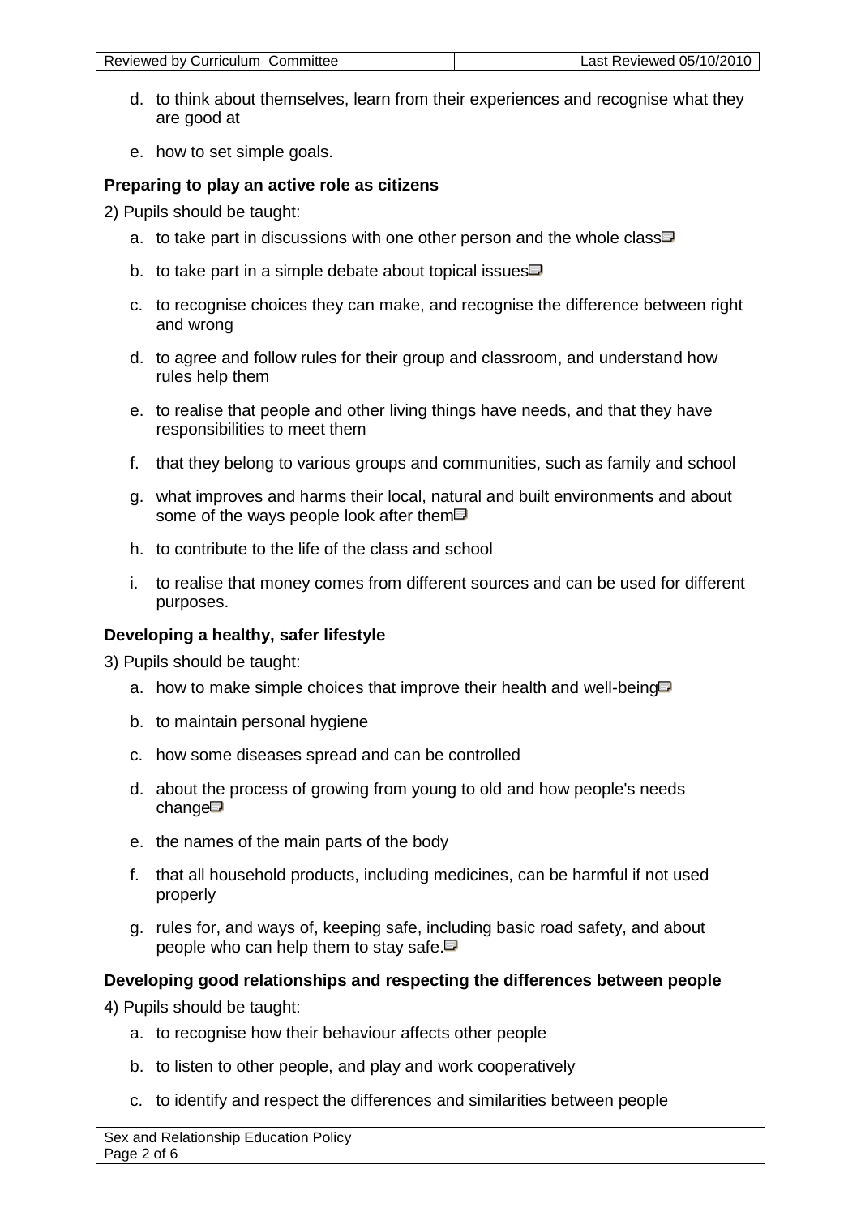d. to think about themselves, learn from their experiences and recognise what they are good at

e. how to set simple goals.

**Preparing to play an active role as citizens**

2) Pupils should be taught:

a. to take part in discussions with one other person and the whole class

b. to take part in a simple debate about topical issues

c. to recognise choices they can make, and recognise the difference between right and wrong

d. to agree and follow rules for their group and classroom, and understand how rules help them

e. to realise that people and other living things have needs, and that they have responsibilities to meet them

f. that they belong to various groups and communities, such as family and school

g. what improves and harms their local, natural and built environments and about some of the ways people look after them

h. to contribute to the life of the class and school

i. to realise that money comes from different sources and can be used for different purposes.

**Developing a healthy, safer lifestyle**

3) Pupils should be taught:

a. how to make simple choices that improve their health and well-being

b. to maintain personal hygiene

c. how some diseases spread and can be controlled

d. about the process of growing from young to old and how people's needs change

e. the names of the main parts of the body

f. that all household products, including medicines, can be harmful if not used properly

g. rules for, and ways of, keeping safe, including basic road safety, and about people who can help them to stay safe.

**Developing good relationships and respecting the differences between people**

4) Pupils should be taught:

a. to recognise how their behaviour affects other people

b. to listen to other people, and play and work cooperatively

c. to identify and respect the differences and similarities between people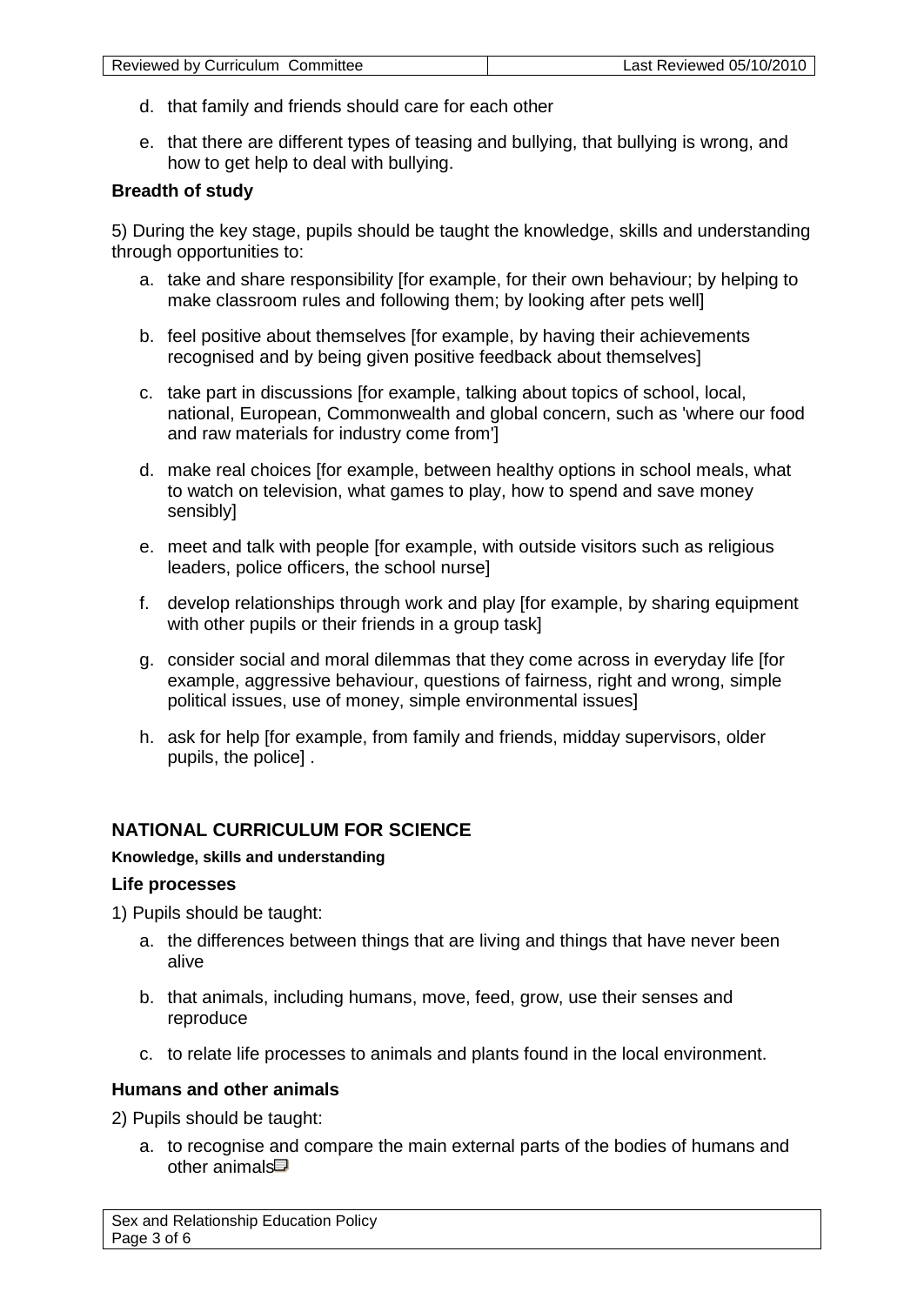d. that family and friends should care for each other

e. that there are different types of teasing and bullying, that bullying is wrong, and how to get help to deal with bullying.

**Breadth of study**

5) During the key stage, pupils should be taught the knowledge, skills and understanding through opportunities to:

a. take and share responsibility [for example, for their own behaviour; by helping to make classroom rules and following them; by looking after pets well]

b. feel positive about themselves [for example, by having their achievements recognised and by being given positive feedback about themselves]

c. take part in discussions [for example, talking about topics of school, local, national, European, Commonwealth and global concern, such as 'where our food and raw materials for industry come from']

d. make real choices [for example, between healthy options in school meals, what to watch on television, what games to play, how to spend and save money sensibly]

e. meet and talk with people [for example, with outside visitors such as religious leaders, police officers, the school nurse]

f. develop relationships through work and play [for example, by sharing equipment with other pupils or their friends in a group task]

g. consider social and moral dilemmas that they come across in everyday life [for example, aggressive behaviour, questions of fairness, right and wrong, simple political issues, use of money, simple environmental issues]

h. ask for help [for example, from family and friends, midday supervisors, older pupils, the police] .

## NATIONAL CURRICULUM FOR SCIENCE

**Knowledge, skills and understanding**

**Life processes**

1) Pupils should be taught:

a. the differences between things that are living and things that have never been alive

b. that animals, including humans, move, feed, grow, use their senses and reproduce

c. to relate life processes to animals and plants found in the local environment.

**Humans and other animals**

2) Pupils should be taught:

a. to recognise and compare the main external parts of the bodies of humans and other animals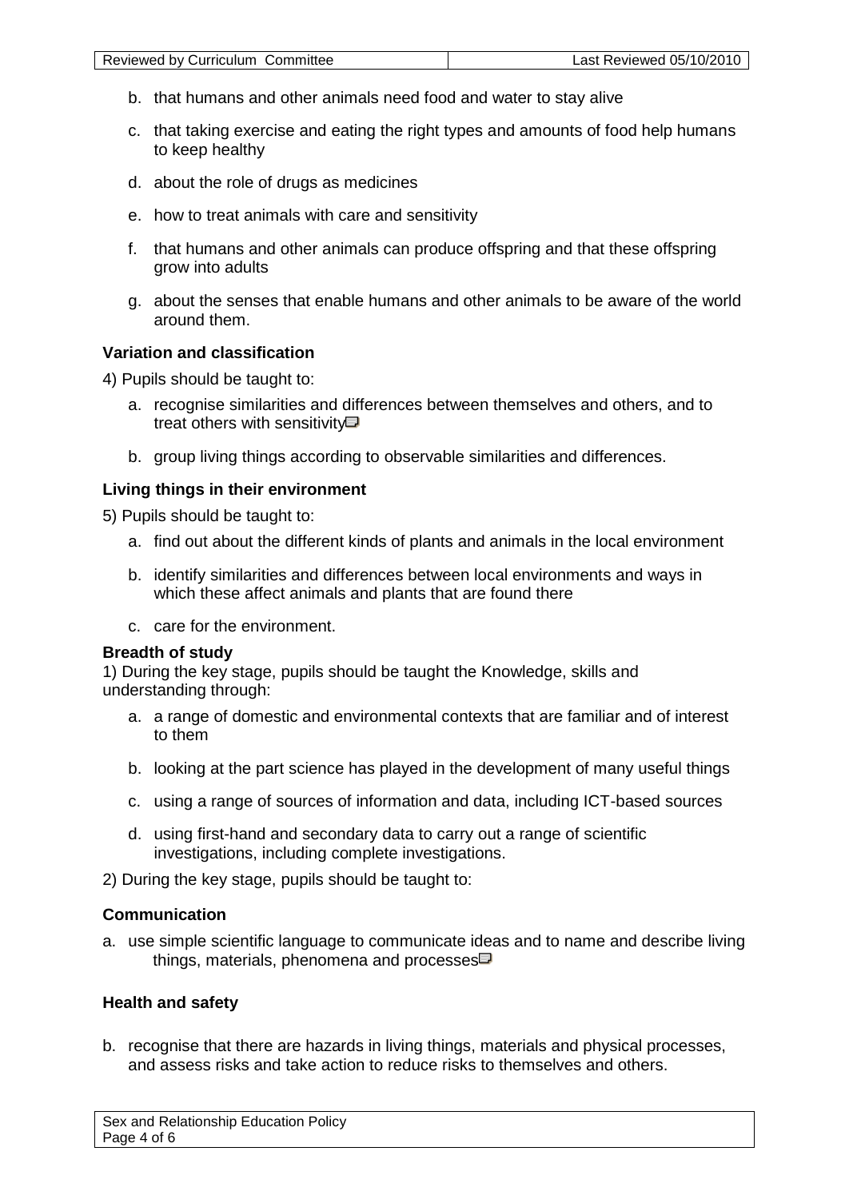b. that humans and other animals need food and water to stay alive

c. that taking exercise and eating the right types and amounts of food help humans to keep healthy

d. about the role of drugs as medicines

e. how to treat animals with care and sensitivity

f. that humans and other animals can produce offspring and that these offspring grow into adults

g. about the senses that enable humans and other animals to be aware of the world around them.

**Variation and classification**

4) Pupils should be taught to:

a. recognise similarities and differences between themselves and others, and to treat others with sensitivity

b. group living things according to observable similarities and differences.

**Living things in their environment**

5) Pupils should be taught to:

a. find out about the different kinds of plants and animals in the local environment

b. identify similarities and differences between local environments and ways in which these affect animals and plants that are found there

c. care for the environment.

**Breadth of study**

1) During the key stage, pupils should be taught the Knowledge, skills and understanding through:

a. a range of domestic and environmental contexts that are familiar and of interest to them

b. looking at the part science has played in the development of many useful things

c. using a range of sources of information and data, including ICT-based sources

d. using first-hand and secondary data to carry out a range of scientific investigations, including complete investigations.

2) During the key stage, pupils should be taught to:

**Communication**

a. use simple scientific language to communicate ideas and to name and describe living things, materials, phenomena and processes

**Health and safety**

b. recognise that there are hazards in living things, materials and physical processes, and assess risks and take action to reduce risks to themselves and others.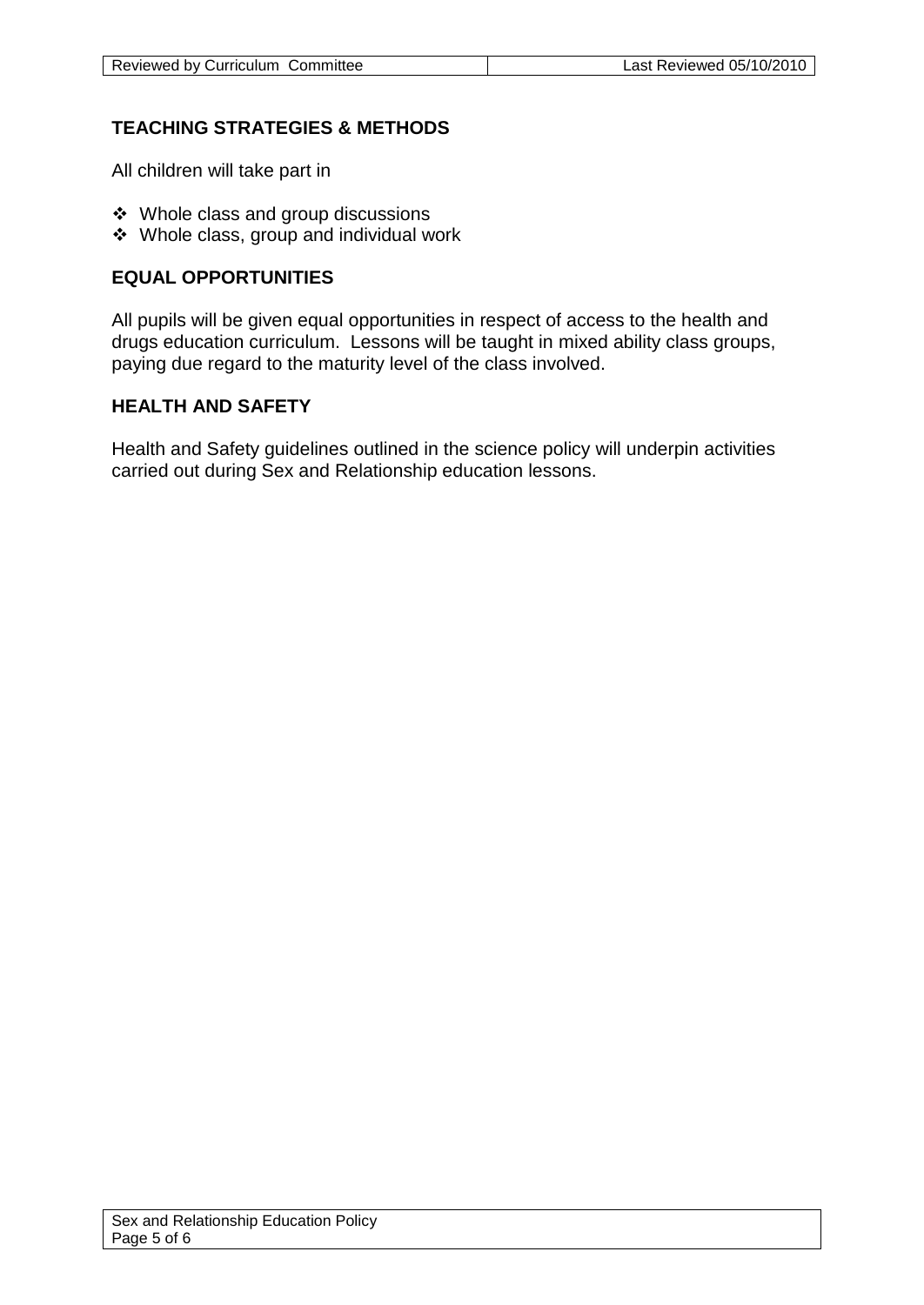## TEACHING STRATEGIES & METHODS

All children will take part in

- Whole class and group discussions
- Whole class, group and individual work

## EQUAL OPPORTUNITIES

All pupils will be given equal opportunities in respect of access to the health and drugs education curriculum. Lessons will be taught in mixed ability class groups, paying due regard to the maturity level of the class involved.

## HEALTH AND SAFETY

Health and Safety guidelines outlined in the science policy will underpin activities carried out during Sex and Relationship education lessons.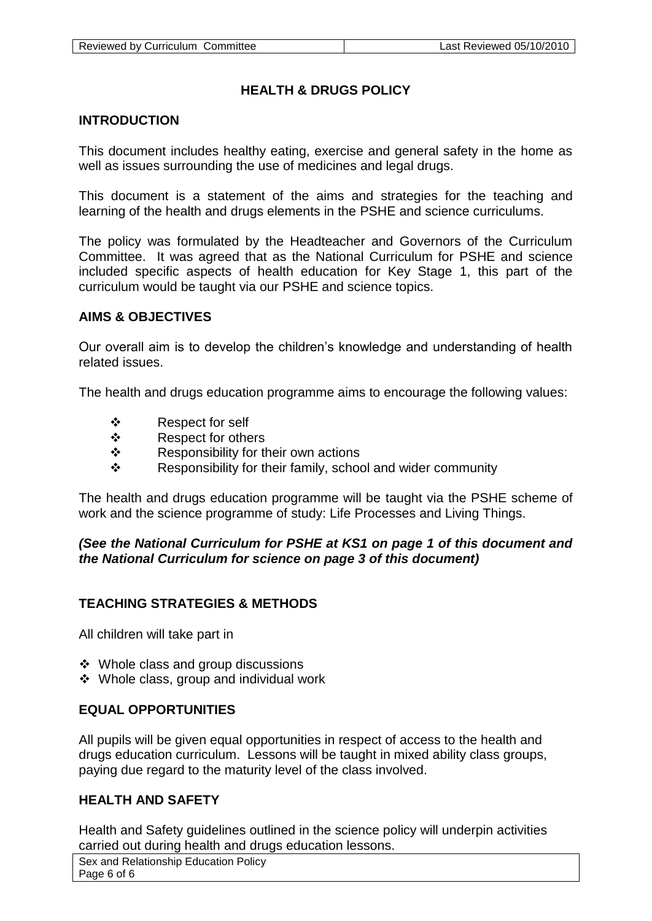# HEALTH & DRUGS POLICY

## INTRODUCTION

This document includes healthy eating, exercise and general safety in the home as well as issues surrounding the use of medicines and legal drugs.

This document is a statement of the aims and strategies for the teaching and learning of the health and drugs elements in the PSHE and science curriculums.

The policy was formulated by the Headteacher and Governors of the Curriculum Committee. It was agreed that as the National Curriculum for PSHE and science included specific aspects of health education for Key Stage 1, this part of the curriculum would be taught via our PSHE and science topics.

## AIMS & OBJECTIVES

Our overall aim is to develop the children's knowledge and understanding of health related issues.

The health and drugs education programme aims to encourage the following values:

- Respect for self
- Respect for others
- Responsibility for their own actions
- Responsibility for their family, school and wider community

The health and drugs education programme will be taught via the PSHE scheme of work and the science programme of study: Life Processes and Living Things.

***(See the National Curriculum for PSHE at KS1 on page 1 of this document and the National Curriculum for science on page 3 of this document)***

## TEACHING STRATEGIES & METHODS

All children will take part in

- Whole class and group discussions
- Whole class, group and individual work

## EQUAL OPPORTUNITIES

All pupils will be given equal opportunities in respect of access to the health and drugs education curriculum. Lessons will be taught in mixed ability class groups, paying due regard to the maturity level of the class involved.

## HEALTH AND SAFETY

Health and Safety guidelines outlined in the science policy will underpin activities carried out during health and drugs education lessons.